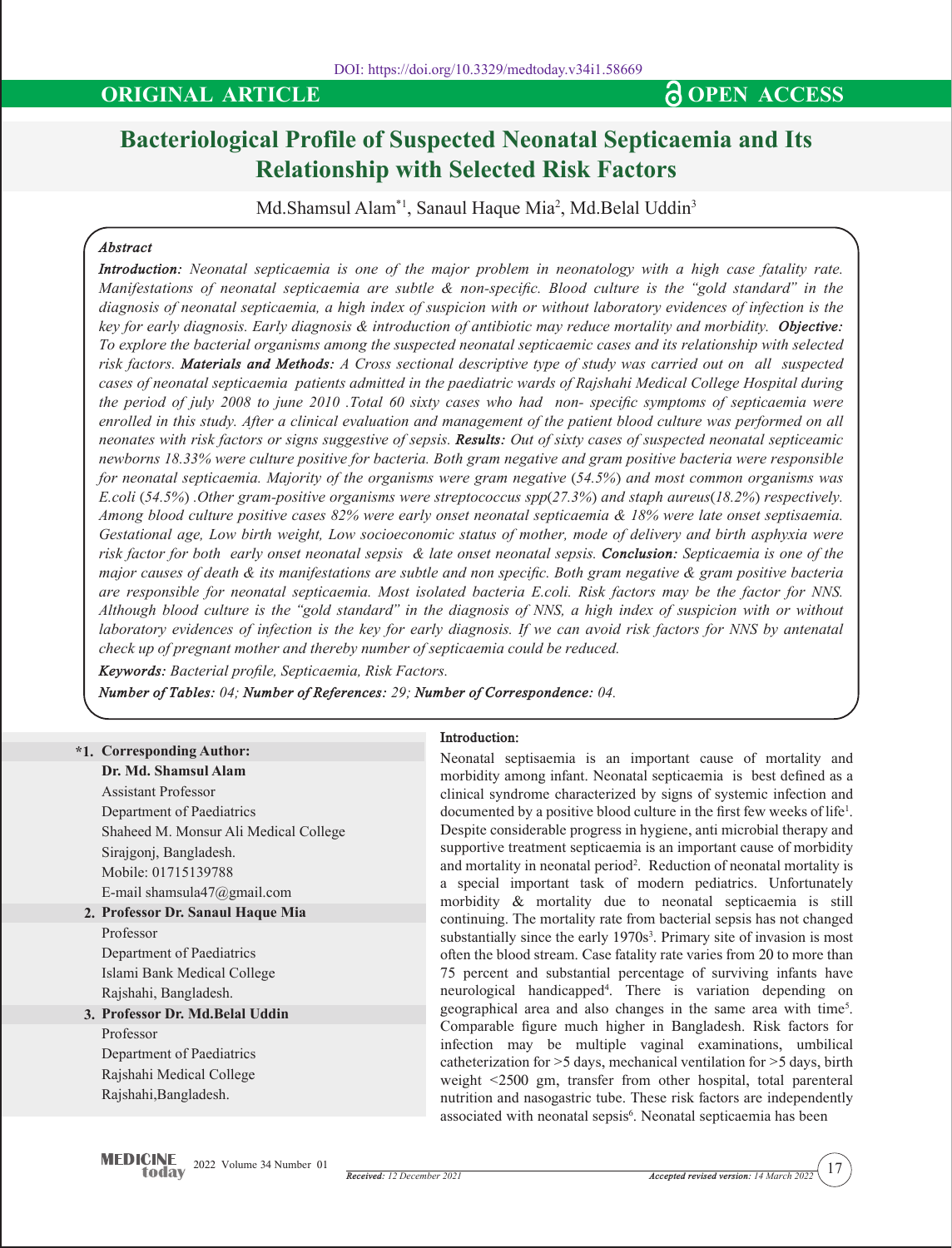DOI: https://doi.org/10.3329/medtoday.v34i1.58669

**ORIGINAL ARTICLE** | **OPEN ACCESS**

# Bacteriological Profile of Suspected Neonatal Septicaemia and Its Relationship with Selected Risk Factors

Md.Shamsul Alam*[1], Sanaul Haque Mia[2], Md.Belal Uddin[3]

### Abstract

***Introduction:*** *Neonatal septicaemia is one of the major problem in neonatology with a high case fatality rate. Manifestations of neonatal septicaemia are subtle & non-specific. Blood culture is the "gold standard" in the diagnosis of neonatal septicaemia, a high index of suspicion with or without laboratory evidences of infection is the key for early diagnosis. Early diagnosis & introduction of antibiotic may reduce mortality and morbidity.* ***Objective:*** *To explore the bacterial organisms among the suspected neonatal septicaemic cases and its relationship with selected risk factors.* ***Materials and Methods:*** *A Cross sectional descriptive type of study was carried out on all suspected cases of neonatal septicaemia patients admitted in the paediatric wards of Rajshahi Medical College Hospital during the period of july 2008 to june 2010 .Total 60 sixty cases who had non- specific symptoms of septicaemia were enrolled in this study. After a clinical evaluation and management of the patient blood culture was performed on all neonates with risk factors or signs suggestive of sepsis.* ***Results:*** *Out of sixty cases of suspected neonatal septiceamic newborns 18.33% were culture positive for bacteria. Both gram negative and gram positive bacteria were responsible for neonatal septicaemia. Majority of the organisms were gram negative (54.5%) and most common organisms was E.coli (54.5%) .Other gram-positive organisms were streptococcus spp(27.3%) and staph aureus(18.2%) respectively. Among blood culture positive cases 82% were early onset neonatal septicaemia & 18% were late onset septisaemia. Gestational age, Low birth weight, Low socioeconomic status of mother, mode of delivery and birth asphyxia were risk factor for both early onset neonatal sepsis & late onset neonatal sepsis.* ***Conclusion:*** *Septicaemia is one of the major causes of death & its manifestations are subtle and non specific. Both gram negative & gram positive bacteria are responsible for neonatal septicaemia. Most isolated bacteria E.coli. Risk factors may be the factor for NNS. Although blood culture is the "gold standard" in the diagnosis of NNS, a high index of suspicion with or without laboratory evidences of infection is the key for early diagnosis. If we can avoid risk factors for NNS by antenatal check up of pregnant mother and thereby number of septicaemia could be reduced.*

***Keywords:*** *Bacterial profile, Septicaemia, Risk Factors.*

***Number of Tables:*** *04;* ***Number of References:*** *29;* ***Number of Correspondence:*** *04.*

**\*1. Corresponding Author:**
**Dr. Md. Shamsul Alam**
Assistant Professor
Department of Paediatrics
Shaheed M. Monsur Ali Medical College
Sirajgonj, Bangladesh.
Mobile: 01715139788
E-mail shamsula47@gmail.com

**2. Professor Dr. Sanaul Haque Mia**
Professor
Department of Paediatrics
Islami Bank Medical College
Rajshahi, Bangladesh.

**3. Professor Dr. Md.Belal Uddin**
Professor
Department of Paediatrics
Rajshahi Medical College
Rajshahi,Bangladesh.

## Introduction:

Neonatal septisaemia is an important cause of mortality and morbidity among infant. Neonatal septicaemia is best defined as a clinical syndrome characterized by signs of systemic infection and documented by a positive blood culture in the first few weeks of life[1]. Despite considerable progress in hygiene, anti microbial therapy and supportive treatment septicaemia is an important cause of morbidity and mortality in neonatal period[2]. Reduction of neonatal mortality is a special important task of modern pediatrics. Unfortunately morbidity & mortality due to neonatal septicaemia is still continuing. The mortality rate from bacterial sepsis has not changed substantially since the early 1970s[3]. Primary site of invasion is most often the blood stream. Case fatality rate varies from 20 to more than 75 percent and substantial percentage of surviving infants have neurological handicapped[4]. There is variation depending on geographical area and also changes in the same area with time[5]. Comparable figure much higher in Bangladesh. Risk factors for infection may be multiple vaginal examinations, umbilical catheterization for >5 days, mechanical ventilation for >5 days, birth weight <2500 gm, transfer from other hospital, total parenteral nutrition and nasogastric tube. These risk factors are independently associated with neonatal sepsis[6]. Neonatal septicaemia has been

*Received: 12 December 2021* *Accepted revised version: 14 March 2022*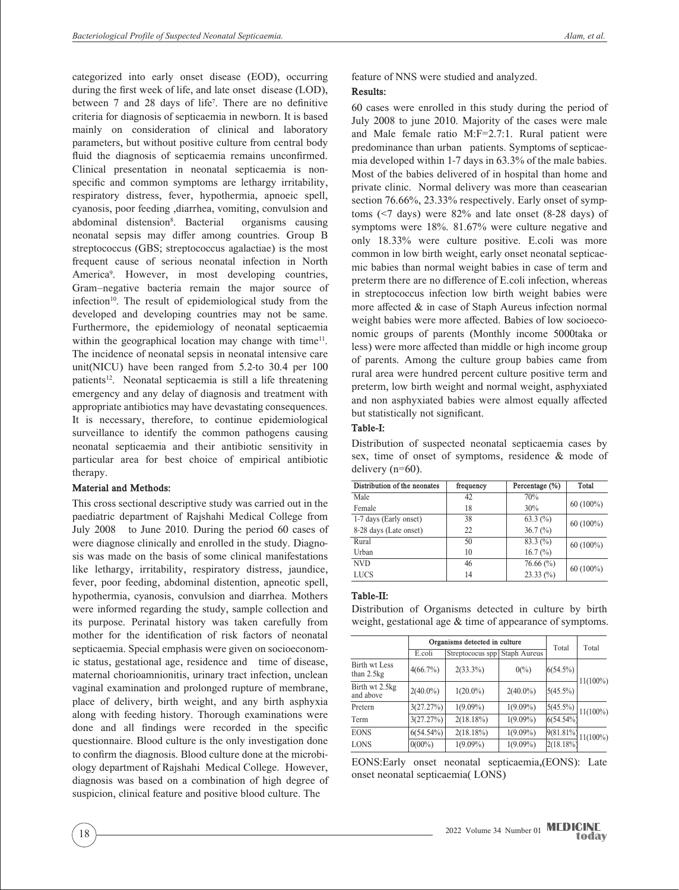categorized into early onset disease (EOD), occurring during the first week of life, and late onset disease (LOD), between 7 and 28 days of life[7]. There are no definitive criteria for diagnosis of septicaemia in newborn. It is based mainly on consideration of clinical and laboratory parameters, but without positive culture from central body fluid the diagnosis of septicaemia remains unconfirmed. Clinical presentation in neonatal septicaemia is non-specific and common symptoms are lethargy irritability, respiratory distress, fever, hypothermia, apnoeic spell, cyanosis, poor feeding ,diarrhea, vomiting, convulsion and abdominal distension[8]. Bacterial organisms causing neonatal sepsis may differ among countries. Group B streptococcus (GBS; streptococcus agalactiae) is the most frequent cause of serious neonatal infection in North America[9]. However, in most developing countries, Gram–negative bacteria remain the major source of infection[10]. The result of epidemiological study from the developed and developing countries may not be same. Furthermore, the epidemiology of neonatal septicaemia within the geographical location may change with time[11]. The incidence of neonatal sepsis in neonatal intensive care unit(NICU) have been ranged from 5.2-to 30.4 per 100 patients[12]. Neonatal septicaemia is still a life threatening emergency and any delay of diagnosis and treatment with appropriate antibiotics may have devastating consequences. It is necessary, therefore, to continue epidemiological surveillance to identify the common pathogens causing neonatal septicaemia and their antibiotic sensitivity in particular area for best choice of empirical antibiotic therapy.

## Material and Methods:

This cross sectional descriptive study was carried out in the paediatric department of Rajshahi Medical College from July 2008 to June 2010. During the period 60 cases of were diagnose clinically and enrolled in the study. Diagnosis was made on the basis of some clinical manifestations like lethargy, irritability, respiratory distress, jaundice, fever, poor feeding, abdominal distention, apneotic spell, hypothermia, cyanosis, convulsion and diarrhea. Mothers were informed regarding the study, sample collection and its purpose. Perinatal history was taken carefully from mother for the identification of risk factors of neonatal septicaemia. Special emphasis were given on socioeconomic status, gestational age, residence and time of disease, maternal chorioamnionitis, urinary tract infection, unclean vaginal examination and prolonged rupture of membrane, place of delivery, birth weight, and any birth asphyxia along with feeding history. Thorough examinations were done and all findings were recorded in the specific questionnaire. Blood culture is the only investigation done to confirm the diagnosis. Blood culture done at the microbiology department of Rajshahi Medical College. However, diagnosis was based on a combination of high degree of suspicion, clinical feature and positive blood culture. The feature of NNS were studied and analyzed.

## Results:

60 cases were enrolled in this study during the period of July 2008 to june 2010. Majority of the cases were male and Male female ratio M:F=2.7:1. Rural patient were predominance than urban patients. Symptoms of septicaemia developed within 1-7 days in 63.3% of the male babies. Most of the babies delivered of in hospital than home and private clinic. Normal delivery was more than ceasearian section 76.66%, 23.33% respectively. Early onset of symptoms (<7 days) were 82% and late onset (8-28 days) of symptoms were 18%. 81.67% were culture negative and only 18.33% were culture positive. E.coli was more common in low birth weight, early onset neonatal septicaemic babies than normal weight babies in case of term and preterm there are no difference of E.coli infection, whereas in streptococcus infection low birth weight babies were more affected & in case of Staph Aureus infection normal weight babies were more affected. Babies of low socioeconomic groups of parents (Monthly income 5000taka or less) were more affected than middle or high income group of parents. Among the culture group babies came from rural area were hundred percent culture positive term and preterm, low birth weight and normal weight, asphyxiated and non asphyxiated babies were almost equally affected but statistically not significant.

### Table-I:

Distribution of suspected neonatal septicaemia cases by sex, time of onset of symptoms, residence & mode of delivery (n=60).

| Distribution of the neonates | frequency | Percentage (%) | Total |
|---|---|---|---|
| Male | 42 | 70% | 60 (100%) |
| Female | 18 | 30% | |
| 1-7 days (Early onset) | 38 | 63.3 (%) | 60 (100%) |
| 8-28 days (Late onset) | 22 | 36.7 (%) | |
| Rural | 50 | 83.3 (%) | 60 (100%) |
| Urban | 10 | 16.7 (%) | |
| NVD | 46 | 76.66 (%) | 60 (100%) |
| LUCS | 14 | 23.33 (%) | |

### Table-II:

Distribution of Organisms detected in culture by birth weight, gestational age & time of appearance of symptoms.

| | Organisms detected in culture | | | Total | Total |
|---|---|---|---|---|---|
| | E.coli | Streptococus spp | Staph Aureus | | |
| Birth wt Less than 2.5kg | 4(66.7%) | 2(33.3%) | 0(%) | 6(54.5%) | 11(100%) |
| Birth wt 2.5kg and above | 2(40.0%) | 1(20.0%) | 2(40.0%) | 5(45.5%) | |
| Pretern | 3(27.27%) | 1(9.09%) | 1(9.09%) | 5(45.5%) | 11(100%) |
| Term | 3(27.27%) | 2(18.18%) | 1(9.09%) | 6(54.54%) | |
| EONS | 6(54.54%) | 2(18.18%) | 1(9.09%) | 9(81.81%) | 11(100%) |
| LONS | 0(00%) | 1(9.09%) | 1(9.09%) | 2(18.18%) | |

EONS:Early onset neonatal septicaemia,(EONS): Late onset neonatal septicaemia( LONS)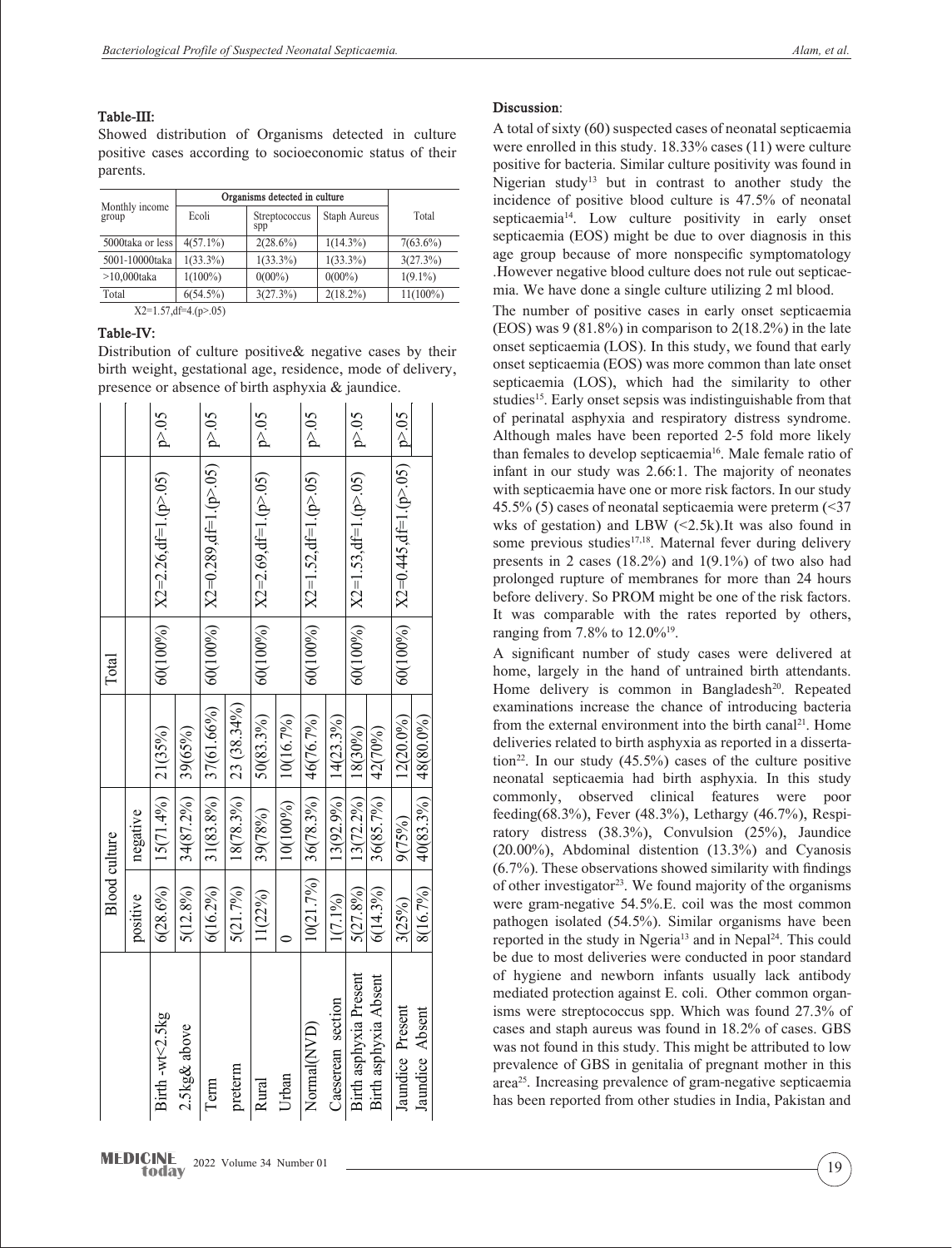**Table-III:**

Showed distribution of Organisms detected in culture positive cases according to socioeconomic status of their parents.

| Monthly income group | Organisms detected in culture | | | Total |
|---|---|---|---|---|
| | Ecoli | Streptococcus spp | Staph Aureus | |
| 5000taka or less | 4(57.1%) | 2(28.6%) | 1(14.3%) | 7(63.6%) |
| 5001-10000taka | 1(33.3%) | 1(33.3%) | 1(33.3%) | 3(27.3%) |
| >10,000taka | 1(100%) | 0(00%) | 0(00%) | 1(9.1%) |
| Total | 6(54.5%) | 3(27.3%) | 2(18.2%) | 11(100%) |

$X2=1.57, df=4.(p>.05)$

**Table-IV:**

Distribution of culture positive& negative cases by their birth weight, gestational age, residence, mode of delivery, presence or absence of birth asphyxia & jaundice.

| | Blood culture | | | Total | | |
|---|---|---|---|---|---|---|
| | positive | negative | | | | |
| Birth -wt<2.5kg | 6(28.6%) | 15(71.4%) | 21(35%) | 60(100%) | X2=2.26,df=1.(p>.05) | p>.05 |
| 2.5kg& above | 5(12.8%) | 34(87.2%) | 39(65%) | | | |
| Term | 6(16.2%) | 31(83.8%) | 37(61.66%) | 60(100%) | X2=0.289,df=1.(p>.05) | p>.05 |
| preterm | 5(21.7%) | 18(78.3%) | 23 (38.34%) | | | |
| Rural | 11(22%) | 39(78%) | 50(83.3%) | 60(100%) | X2=2.69,df=1.(p>.05) | p>.05 |
| Urban | 0 | 10(100%) | 10(16.7%) | | | |
| Normal(NVD) | 10(21.7%) | 36(78.3%) | 46(76.7%) | 60(100%) | X2=1.52,df=1.(p>.05) | p>.05 |
| Caeserean section | 1(7.1%) | 13(92.9%) | 14(23.3%) | | | |
| Birth asphyxia Present | 5(27.8%) | 13(72.2%) | 18(30%) | 60(100%) | X2=1.53,df=1.(p>.05) | p>.05 |
| Birth asphyxia Absent | 6(14.3%) | 36(85.7%) | 42(70%) | | | |
| Jaundice Present | 3(25%) | 9(75%) | 12(20.0%) | 60(100%) | X2=0.445,df=1.(p>.05) | p>.05 |
| Jaundice Absent | 8(16.7%) | 40(83.3%) | 48(80.0%) | | | |

**Discussion**:

A total of sixty (60) suspected cases of neonatal septicaemia were enrolled in this study. 18.33% cases (11) were culture positive for bacteria. Similar culture positivity was found in Nigerian study[13] but in contrast to another study the incidence of positive blood culture is 47.5% of neonatal septicaemia[14]. Low culture positivity in early onset septicaemia (EOS) might be due to over diagnosis in this age group because of more nonspecific symptomatology .However negative blood culture does not rule out septicaemia. We have done a single culture utilizing 2 ml blood.

The number of positive cases in early onset septicaemia (EOS) was 9 (81.8%) in comparison to 2(18.2%) in the late onset septicaemia (LOS). In this study, we found that early onset septicaemia (EOS) was more common than late onset septicaemia (LOS), which had the similarity to other studies[15]. Early onset sepsis was indistinguishable from that of perinatal asphyxia and respiratory distress syndrome. Although males have been reported 2-5 fold more likely than females to develop septicaemia[16]. Male female ratio of infant in our study was 2.66:1. The majority of neonates with septicaemia have one or more risk factors. In our study 45.5% (5) cases of neonatal septicaemia were preterm (<37 wks of gestation) and LBW (<2.5k).It was also found in some previous studies[17,18]. Maternal fever during delivery presents in 2 cases (18.2%) and 1(9.1%) of two also had prolonged rupture of membranes for more than 24 hours before delivery. So PROM might be one of the risk factors. It was comparable with the rates reported by others, ranging from 7.8% to 12.0%[19].

A significant number of study cases were delivered at home, largely in the hand of untrained birth attendants. Home delivery is common in Bangladesh[20]. Repeated examinations increase the chance of introducing bacteria from the external environment into the birth canal[21]. Home deliveries related to birth asphyxia as reported in a dissertation[22]. In our study (45.5%) cases of the culture positive neonatal septicaemia had birth asphyxia. In this study commonly, observed clinical features were poor feeding(68.3%), Fever (48.3%), Lethargy (46.7%), Respiratory distress (38.3%), Convulsion (25%), Jaundice (20.00%), Abdominal distention (13.3%) and Cyanosis (6.7%). These observations showed similarity with findings of other investigator[23]. We found majority of the organisms were gram-negative 54.5%.E. coil was the most common pathogen isolated (54.5%). Similar organisms have been reported in the study in Ngeria[13] and in Nepal[24]. This could be due to most deliveries were conducted in poor standard of hygiene and newborn infants usually lack antibody mediated protection against E. coli. Other common organisms were streptococcus spp. Which was found 27.3% of cases and staph aureus was found in 18.2% of cases. GBS was not found in this study. This might be attributed to low prevalence of GBS in genitalia of pregnant mother in this area[25]. Increasing prevalence of gram-negative septicaemia has been reported from other studies in India, Pakistan and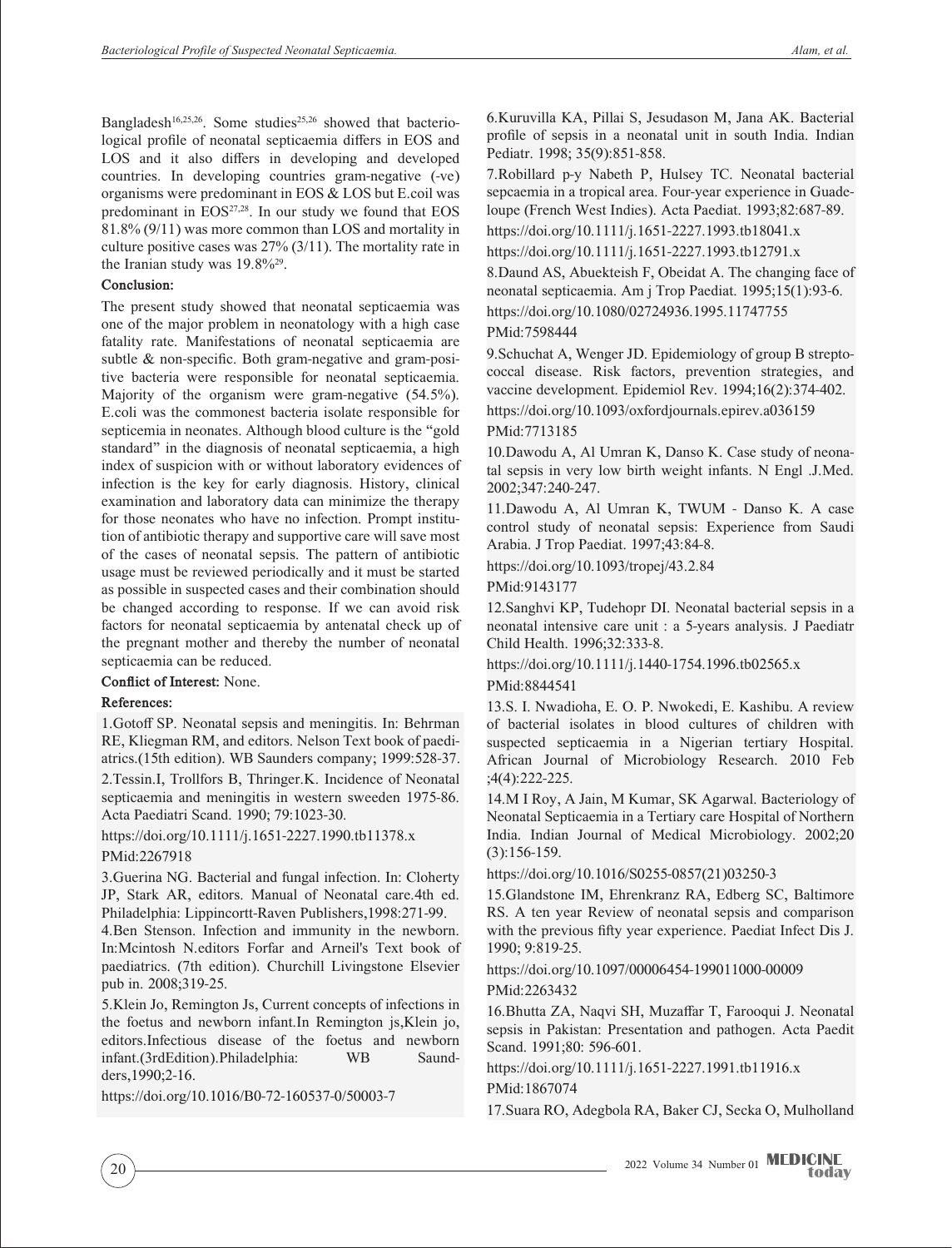Bangladesh[16,25,26]. Some studies[25,26] showed that bacteriological profile of neonatal septicaemia differs in EOS and LOS and it also differs in developing and developed countries. In developing countries gram-negative (-ve) organisms were predominant in EOS & LOS but E.coil was predominant in EOS[27,28]. In our study we found that EOS 81.8% (9/11) was more common than LOS and mortality in culture positive cases was 27% (3/11). The mortality rate in the Iranian study was 19.8%[29].

## Conclusion:

The present study showed that neonatal septicaemia was one of the major problem in neonatology with a high case fatality rate. Manifestations of neonatal septicaemia are subtle & non-specific. Both gram-negative and gram-positive bacteria were responsible for neonatal septicaemia. Majority of the organism were gram-negative (54.5%). E.coli was the commonest bacteria isolate responsible for septicemia in neonates. Although blood culture is the "gold standard" in the diagnosis of neonatal septicaemia, a high index of suspicion with or without laboratory evidences of infection is the key for early diagnosis. History, clinical examination and laboratory data can minimize the therapy for those neonates who have no infection. Prompt institution of antibiotic therapy and supportive care will save most of the cases of neonatal sepsis. The pattern of antibiotic usage must be reviewed periodically and it must be started as possible in suspected cases and their combination should be changed according to response. If we can avoid risk factors for neonatal septicaemia by antenatal check up of the pregnant mother and thereby the number of neonatal septicaemia can be reduced.

**Conflict of Interest:** None.

## References:

1.Gotoff SP. Neonatal sepsis and meningitis. In: Behrman RE, Kliegman RM, and editors. Nelson Text book of paediatrics.(15th edition). WB Saunders company; 1999:528-37.

2.Tessin.I, Trollfors B, Thringer.K. Incidence of Neonatal septicaemia and meningitis in western sweeden 1975-86. Acta Paediatri Scand. 1990; 79:1023-30.
https://doi.org/10.1111/j.1651-2227.1990.tb11378.x
PMid:2267918

3.Guerina NG. Bacterial and fungal infection. In: Cloherty JP, Stark AR, editors. Manual of Neonatal care.4th ed. Philadelphia: Lippincortt-Raven Publishers,1998:271-99.

4.Ben Stenson. Infection and immunity in the newborn. In:Mcintosh N.editors Forfar and Arneil's Text book of paediatrics. (7th edition). Churchill Livingstone Elsevier pub in. 2008;319-25.

5.Klein Jo, Remington Js, Current concepts of infections in the foetus and newborn infant.In Remington js,Klein jo, editors.Infectious disease of the foetus and newborn infant.(3rdEdition).Philadelphia: WB Saunders,1990;2-16.
https://doi.org/10.1016/B0-72-160537-0/50003-7

6.Kuruvilla KA, Pillai S, Jesudason M, Jana AK. Bacterial profile of sepsis in a neonatal unit in south India. Indian Pediatr. 1998; 35(9):851-858.

7.Robillard p-y Nabeth P, Hulsey TC. Neonatal bacterial sepcaemia in a tropical area. Four-year experience in Guadeloupe (French West Indies). Acta Paediat. 1993;82:687-89.
https://doi.org/10.1111/j.1651-2227.1993.tb18041.x
https://doi.org/10.1111/j.1651-2227.1993.tb12791.x

8.Daund AS, Abuekteish F, Obeidat A. The changing face of neonatal septicaemia. Am j Trop Paediat. 1995;15(1):93-6.
https://doi.org/10.1080/02724936.1995.11747755
PMid:7598444

9.Schuchat A, Wenger JD. Epidemiology of group B streptococcal disease. Risk factors, prevention strategies, and vaccine development. Epidemiol Rev. 1994;16(2):374-402.
https://doi.org/10.1093/oxfordjournals.epirev.a036159
PMid:7713185

10.Dawodu A, Al Umran K, Danso K. Case study of neonatal sepsis in very low birth weight infants. N Engl .J.Med. 2002;347:240-247.

11.Dawodu A, Al Umran K, TWUM - Danso K. A case control study of neonatal sepsis: Experience from Saudi Arabia. J Trop Paediat. 1997;43:84-8.
https://doi.org/10.1093/tropej/43.2.84
PMid:9143177

12.Sanghvi KP, Tudehopr DI. Neonatal bacterial sepsis in a neonatal intensive care unit : a 5-years analysis. J Paediatr Child Health. 1996;32:333-8.
https://doi.org/10.1111/j.1440-1754.1996.tb02565.x
PMid:8844541

13.S. I. Nwadioha, E. O. P. Nwokedi, E. Kashibu. A review of bacterial isolates in blood cultures of children with suspected septicaemia in a Nigerian tertiary Hospital. African Journal of Microbiology Research. 2010 Feb ;4(4):222-225.

14.M I Roy, A Jain, M Kumar, SK Agarwal. Bacteriology of Neonatal Septicaemia in a Tertiary care Hospital of Northern India. Indian Journal of Medical Microbiology. 2002;20 (3):156-159.
https://doi.org/10.1016/S0255-0857(21)03250-3

15.Glandstone IM, Ehrenkranz RA, Edberg SC, Baltimore RS. A ten year Review of neonatal sepsis and comparison with the previous fifty year experience. Paediat Infect Dis J. 1990; 9:819-25.
https://doi.org/10.1097/00006454-199011000-00009
PMid:2263432

16.Bhutta ZA, Naqvi SH, Muzaffar T, Farooqui J. Neonatal sepsis in Pakistan: Presentation and pathogen. Acta Paedit Scand. 1991;80: 596-601.
https://doi.org/10.1111/j.1651-2227.1991.tb11916.x
PMid:1867074

17.Suara RO, Adegbola RA, Baker CJ, Secka O, Mulholland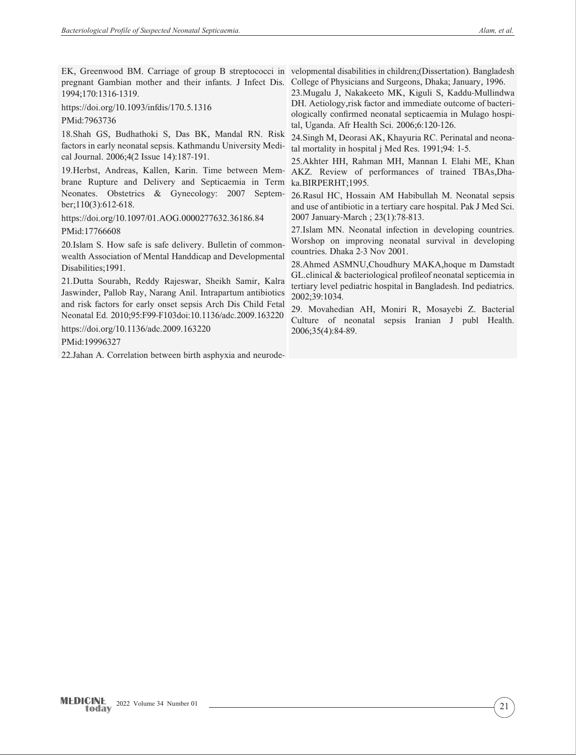EK, Greenwood BM. Carriage of group B streptococci in pregnant Gambian mother and their infants. J Infect Dis. 1994;170:1316-1319.

https://doi.org/10.1093/infdis/170.5.1316

PMid:7963736

18.Shah GS, Budhathoki S, Das BK, Mandal RN. Risk factors in early neonatal sepsis. Kathmandu University Medical Journal. 2006;4(2 Issue 14):187-191.

19.Herbst, Andreas, Kallen, Karin. Time between Membrane Rupture and Delivery and Septicaemia in Term Neonates. Obstetrics & Gynecology: 2007 September;110(3):612-618.

https://doi.org/10.1097/01.AOG.0000277632.36186.84

PMid:17766608

20.Islam S. How safe is safe delivery. Bulletin of commonwealth Association of Mental Handdicap and Developmental Disabilities;1991.

21.Dutta Sourabh, Reddy Rajeswar, Sheikh Samir, Kalra Jaswinder, Pallob Ray, Narang Anil. Intrapartum antibiotics and risk factors for early onset sepsis Arch Dis Child Fetal Neonatal Ed. 2010;95:F99-F103doi:10.1136/adc.2009.163220

https://doi.org/10.1136/adc.2009.163220

PMid:19996327

22.Jahan A. Correlation between birth asphyxia and neurodevelopmental disabilities in children;(Dissertation). Bangladesh College of Physicians and Surgeons, Dhaka; January, 1996.

23.Mugalu J, Nakakeeto MK, Kiguli S, Kaddu-Mullindwa DH. Aetiology,risk factor and immediate outcome of bacteriologically confirmed neonatal septicaemia in Mulago hospital, Uganda. Afr Health Sci. 2006;6:120-126.

24.Singh M, Deorasi AK, Khayuria RC. Perinatal and neonatal mortality in hospital j Med Res. 1991;94: 1-5.

25.Akhter HH, Rahman MH, Mannan I. Elahi ME, Khan AKZ. Review of performances of trained TBAs,Dhaka.BIRPERHT;1995.

26.Rasul HC, Hossain AM Habibullah M. Neonatal sepsis and use of antibiotic in a tertiary care hospital. Pak J Med Sci. 2007 January-March ; 23(1):78-813.

27.Islam MN. Neonatal infection in developing countries. Worshop on improving neonatal survival in developing countries. Dhaka 2-3 Nov 2001.

28.Ahmed ASMNU,Choudhury MAKA,hoque m Damstadt GL.clinical & bacteriological profileof neonatal septicemia in tertiary level pediatric hospital in Bangladesh. Ind pediatrics. 2002;39:1034.

29. Movahedian AH, Moniri R, Mosayebi Z. Bacterial Culture of neonatal sepsis Iranian J publ Health. 2006;35(4):84-89.